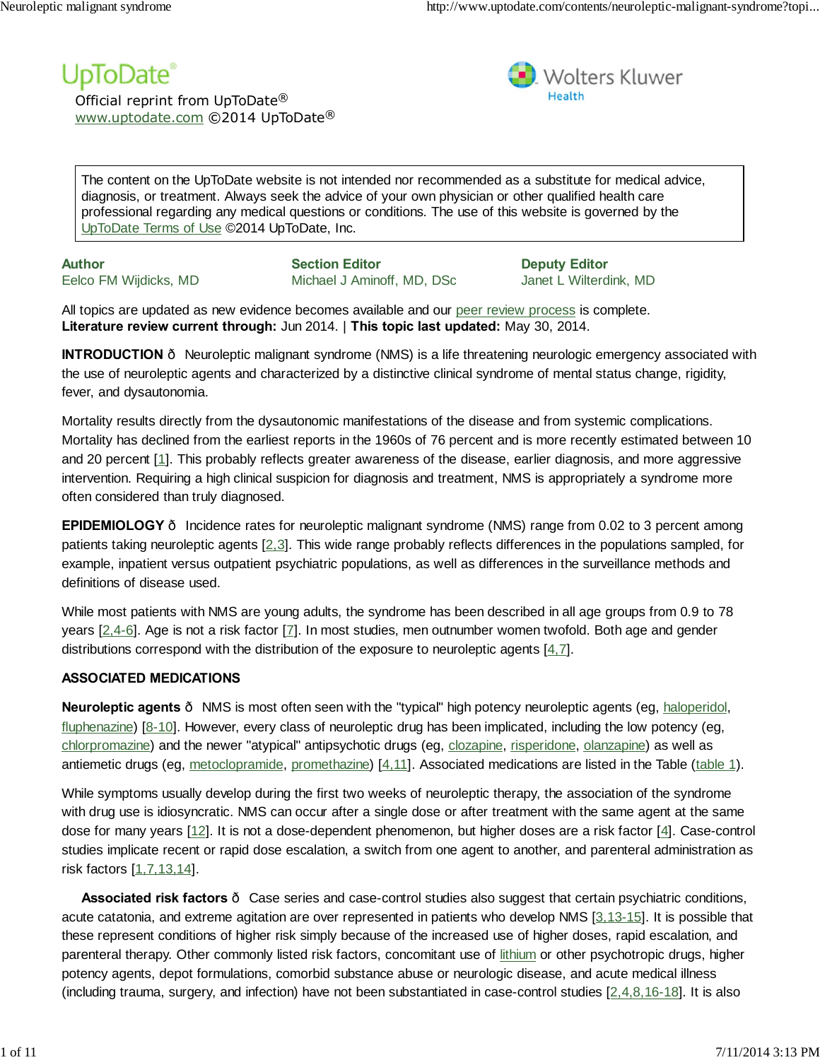UpToDate®

Official reprint from UpToDate®
www.uptodate.com ©2014 UpToDate®

Wolters Kluwer Health

The content on the UpToDate website is not intended nor recommended as a substitute for medical advice, diagnosis, or treatment. Always seek the advice of your own physician or other qualified health care professional regarding any medical questions or conditions. The use of this website is governed by the UpToDate Terms of Use ©2014 UpToDate, Inc.

| Author | Section Editor | Deputy Editor |
|---|---|---|
| Eelco FM Wijdicks, MD | Michael J Aminoff, MD, DSc | Janet L Wilterdink, MD |

All topics are updated as new evidence becomes available and our peer review process is complete.
**Literature review current through:** Jun 2014. | **This topic last updated:** May 30, 2014.

**INTRODUCTION** ð Neuroleptic malignant syndrome (NMS) is a life threatening neurologic emergency associated with the use of neuroleptic agents and characterized by a distinctive clinical syndrome of mental status change, rigidity, fever, and dysautonomia.

Mortality results directly from the dysautonomic manifestations of the disease and from systemic complications. Mortality has declined from the earliest reports in the 1960s of 76 percent and is more recently estimated between 10 and 20 percent [1]. This probably reflects greater awareness of the disease, earlier diagnosis, and more aggressive intervention. Requiring a high clinical suspicion for diagnosis and treatment, NMS is appropriately a syndrome more often considered than truly diagnosed.

**EPIDEMIOLOGY** ð Incidence rates for neuroleptic malignant syndrome (NMS) range from 0.02 to 3 percent among patients taking neuroleptic agents [2,3]. This wide range probably reflects differences in the populations sampled, for example, inpatient versus outpatient psychiatric populations, as well as differences in the surveillance methods and definitions of disease used.

While most patients with NMS are young adults, the syndrome has been described in all age groups from 0.9 to 78 years [2,4-6]. Age is not a risk factor [7]. In most studies, men outnumber women twofold. Both age and gender distributions correspond with the distribution of the exposure to neuroleptic agents [4,7].

**ASSOCIATED MEDICATIONS**

**Neuroleptic agents** ð NMS is most often seen with the "typical" high potency neuroleptic agents (eg, haloperidol, fluphenazine) [8-10]. However, every class of neuroleptic drug has been implicated, including the low potency (eg, chlorpromazine) and the newer "atypical" antipsychotic drugs (eg, clozapine, risperidone, olanzapine) as well as antiemetic drugs (eg, metoclopramide, promethazine) [4,11]. Associated medications are listed in the Table (table 1).

While symptoms usually develop during the first two weeks of neuroleptic therapy, the association of the syndrome with drug use is idiosyncratic. NMS can occur after a single dose or after treatment with the same agent at the same dose for many years [12]. It is not a dose-dependent phenomenon, but higher doses are a risk factor [4]. Case-control studies implicate recent or rapid dose escalation, a switch from one agent to another, and parenteral administration as risk factors [1,7,13,14].

**Associated risk factors** ð Case series and case-control studies also suggest that certain psychiatric conditions, acute catatonia, and extreme agitation are over represented in patients who develop NMS [3,13-15]. It is possible that these represent conditions of higher risk simply because of the increased use of higher doses, rapid escalation, and parenteral therapy. Other commonly listed risk factors, concomitant use of lithium or other psychotropic drugs, higher potency agents, depot formulations, comorbid substance abuse or neurologic disease, and acute medical illness (including trauma, surgery, and infection) have not been substantiated in case-control studies [2,4,8,16-18]. It is also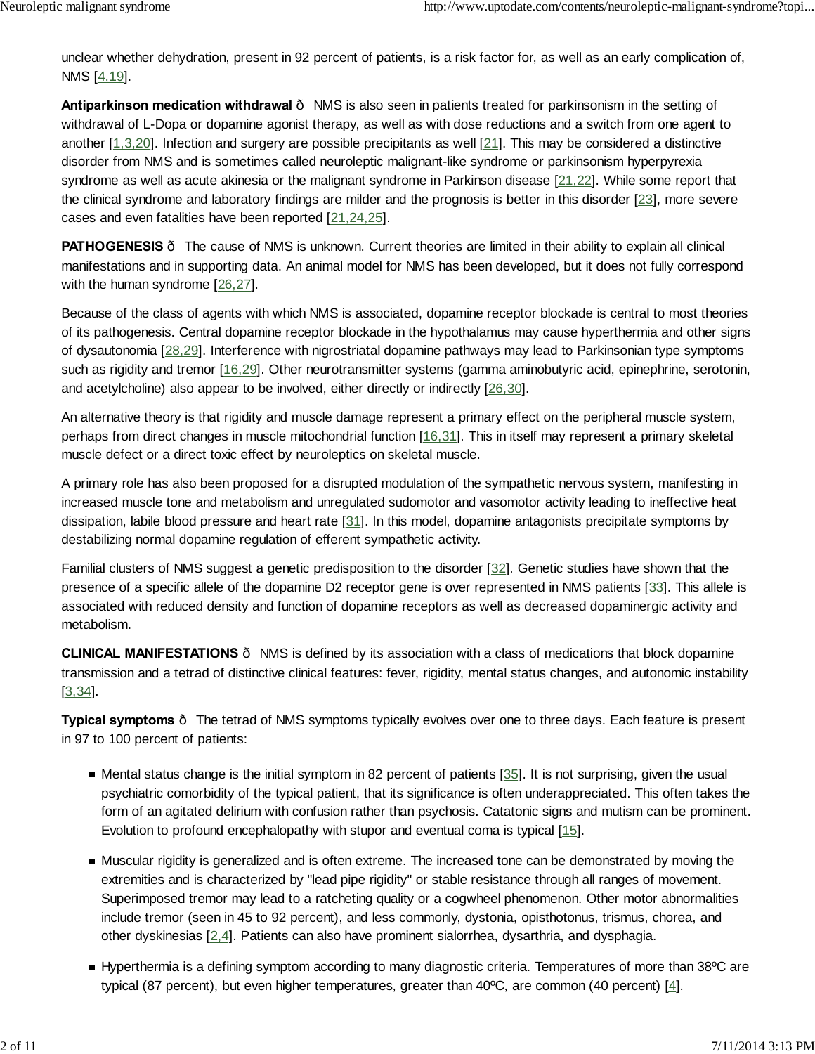unclear whether dehydration, present in 92 percent of patients, is a risk factor for, as well as an early complication of, NMS [4,19].

**Antiparkinson medication withdrawal** ð NMS is also seen in patients treated for parkinsonism in the setting of withdrawal of L-Dopa or dopamine agonist therapy, as well as with dose reductions and a switch from one agent to another [1,3,20]. Infection and surgery are possible precipitants as well [21]. This may be considered a distinctive disorder from NMS and is sometimes called neuroleptic malignant-like syndrome or parkinsonism hyperpyrexia syndrome as well as acute akinesia or the malignant syndrome in Parkinson disease [21,22]. While some report that the clinical syndrome and laboratory findings are milder and the prognosis is better in this disorder [23], more severe cases and even fatalities have been reported [21,24,25].

**PATHOGENESIS** ð The cause of NMS is unknown. Current theories are limited in their ability to explain all clinical manifestations and in supporting data. An animal model for NMS has been developed, but it does not fully correspond with the human syndrome [26,27].

Because of the class of agents with which NMS is associated, dopamine receptor blockade is central to most theories of its pathogenesis. Central dopamine receptor blockade in the hypothalamus may cause hyperthermia and other signs of dysautonomia [28,29]. Interference with nigrostriatal dopamine pathways may lead to Parkinsonian type symptoms such as rigidity and tremor [16,29]. Other neurotransmitter systems (gamma aminobutyric acid, epinephrine, serotonin, and acetylcholine) also appear to be involved, either directly or indirectly [26,30].

An alternative theory is that rigidity and muscle damage represent a primary effect on the peripheral muscle system, perhaps from direct changes in muscle mitochondrial function [16,31]. This in itself may represent a primary skeletal muscle defect or a direct toxic effect by neuroleptics on skeletal muscle.

A primary role has also been proposed for a disrupted modulation of the sympathetic nervous system, manifesting in increased muscle tone and metabolism and unregulated sudomotor and vasomotor activity leading to ineffective heat dissipation, labile blood pressure and heart rate [31]. In this model, dopamine antagonists precipitate symptoms by destabilizing normal dopamine regulation of efferent sympathetic activity.

Familial clusters of NMS suggest a genetic predisposition to the disorder [32]. Genetic studies have shown that the presence of a specific allele of the dopamine D2 receptor gene is over represented in NMS patients [33]. This allele is associated with reduced density and function of dopamine receptors as well as decreased dopaminergic activity and metabolism.

**CLINICAL MANIFESTATIONS** ð NMS is defined by its association with a class of medications that block dopamine transmission and a tetrad of distinctive clinical features: fever, rigidity, mental status changes, and autonomic instability [3,34].

**Typical symptoms** ð The tetrad of NMS symptoms typically evolves over one to three days. Each feature is present in 97 to 100 percent of patients:

- Mental status change is the initial symptom in 82 percent of patients [35]. It is not surprising, given the usual psychiatric comorbidity of the typical patient, that its significance is often underappreciated. This often takes the form of an agitated delirium with confusion rather than psychosis. Catatonic signs and mutism can be prominent. Evolution to profound encephalopathy with stupor and eventual coma is typical [15].
- Muscular rigidity is generalized and is often extreme. The increased tone can be demonstrated by moving the extremities and is characterized by "lead pipe rigidity" or stable resistance through all ranges of movement. Superimposed tremor may lead to a ratcheting quality or a cogwheel phenomenon. Other motor abnormalities include tremor (seen in 45 to 92 percent), and less commonly, dystonia, opisthotonus, trismus, chorea, and other dyskinesias [2,4]. Patients can also have prominent sialorrhea, dysarthria, and dysphagia.
- Hyperthermia is a defining symptom according to many diagnostic criteria. Temperatures of more than 38ºC are typical (87 percent), but even higher temperatures, greater than 40ºC, are common (40 percent) [4].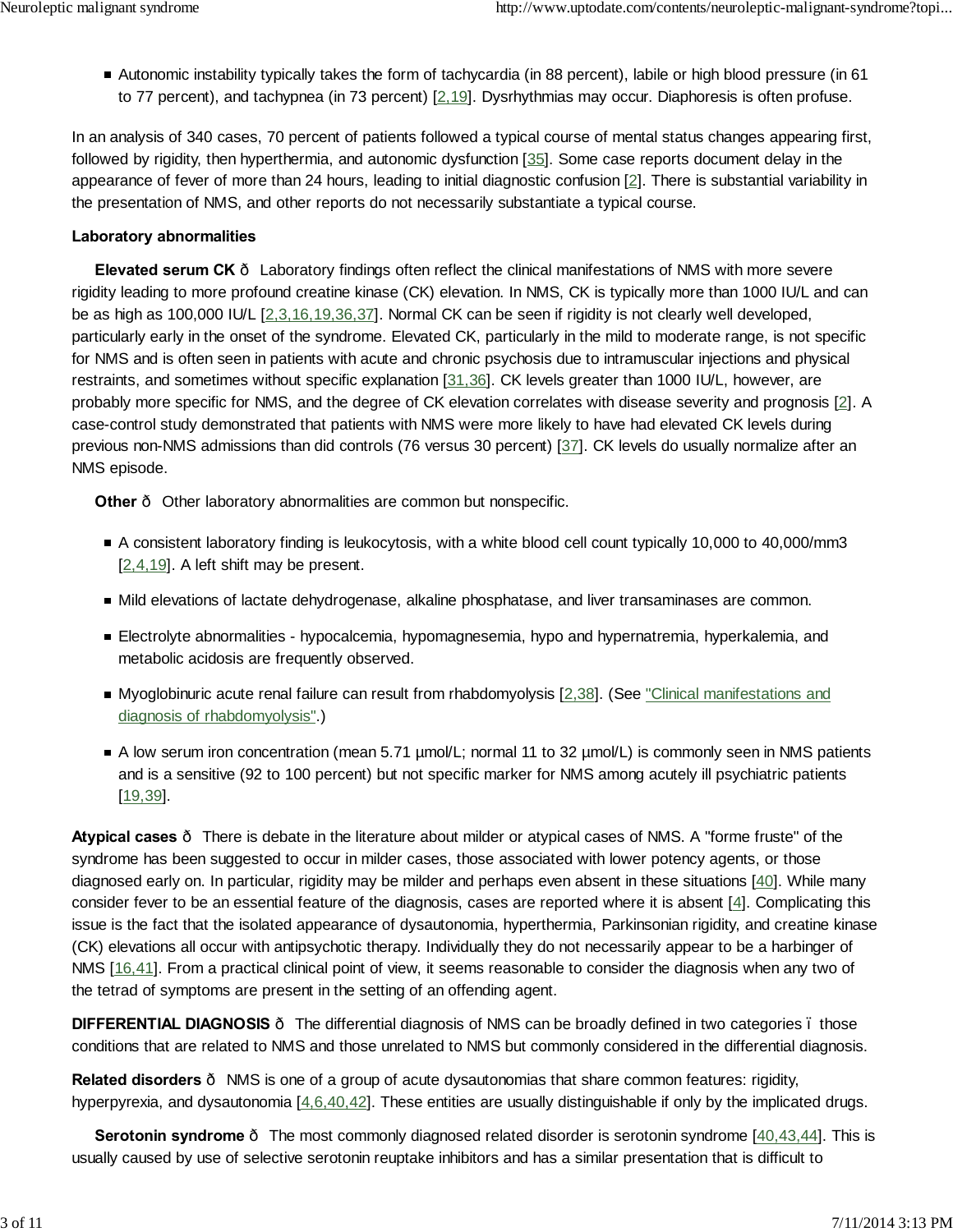- Autonomic instability typically takes the form of tachycardia (in 88 percent), labile or high blood pressure (in 61 to 77 percent), and tachypnea (in 73 percent) [2,19]. Dysrhythmias may occur. Diaphoresis is often profuse.

In an analysis of 340 cases, 70 percent of patients followed a typical course of mental status changes appearing first, followed by rigidity, then hyperthermia, and autonomic dysfunction [35]. Some case reports document delay in the appearance of fever of more than 24 hours, leading to initial diagnostic confusion [2]. There is substantial variability in the presentation of NMS, and other reports do not necessarily substantiate a typical course.

**Laboratory abnormalities**

**Elevated serum CK** ð Laboratory findings often reflect the clinical manifestations of NMS with more severe rigidity leading to more profound creatine kinase (CK) elevation. In NMS, CK is typically more than 1000 IU/L and can be as high as 100,000 IU/L [2,3,16,19,36,37]. Normal CK can be seen if rigidity is not clearly well developed, particularly early in the onset of the syndrome. Elevated CK, particularly in the mild to moderate range, is not specific for NMS and is often seen in patients with acute and chronic psychosis due to intramuscular injections and physical restraints, and sometimes without specific explanation [31,36]. CK levels greater than 1000 IU/L, however, are probably more specific for NMS, and the degree of CK elevation correlates with disease severity and prognosis [2]. A case-control study demonstrated that patients with NMS were more likely to have had elevated CK levels during previous non-NMS admissions than did controls (76 versus 30 percent) [37]. CK levels do usually normalize after an NMS episode.

**Other** ð Other laboratory abnormalities are common but nonspecific.

- A consistent laboratory finding is leukocytosis, with a white blood cell count typically 10,000 to 40,000/mm3 [2,4,19]. A left shift may be present.
- Mild elevations of lactate dehydrogenase, alkaline phosphatase, and liver transaminases are common.
- Electrolyte abnormalities - hypocalcemia, hypomagnesemia, hypo and hypernatremia, hyperkalemia, and metabolic acidosis are frequently observed.
- Myoglobinuric acute renal failure can result from rhabdomyolysis [2,38]. (See "Clinical manifestations and diagnosis of rhabdomyolysis".)
- A low serum iron concentration (mean 5.71 µmol/L; normal 11 to 32 µmol/L) is commonly seen in NMS patients and is a sensitive (92 to 100 percent) but not specific marker for NMS among acutely ill psychiatric patients [19,39].

**Atypical cases** ð There is debate in the literature about milder or atypical cases of NMS. A "forme fruste" of the syndrome has been suggested to occur in milder cases, those associated with lower potency agents, or those diagnosed early on. In particular, rigidity may be milder and perhaps even absent in these situations [40]. While many consider fever to be an essential feature of the diagnosis, cases are reported where it is absent [4]. Complicating this issue is the fact that the isolated appearance of dysautonomia, hyperthermia, Parkinsonian rigidity, and creatine kinase (CK) elevations all occur with antipsychotic therapy. Individually they do not necessarily appear to be a harbinger of NMS [16,41]. From a practical clinical point of view, it seems reasonable to consider the diagnosis when any two of the tetrad of symptoms are present in the setting of an offending agent.

**DIFFERENTIAL DIAGNOSIS** ð The differential diagnosis of NMS can be broadly defined in two categories ï those conditions that are related to NMS and those unrelated to NMS but commonly considered in the differential diagnosis.

**Related disorders** ð NMS is one of a group of acute dysautonomias that share common features: rigidity, hyperpyrexia, and dysautonomia [4,6,40,42]. These entities are usually distinguishable if only by the implicated drugs.

**Serotonin syndrome** ð The most commonly diagnosed related disorder is serotonin syndrome [40,43,44]. This is usually caused by use of selective serotonin reuptake inhibitors and has a similar presentation that is difficult to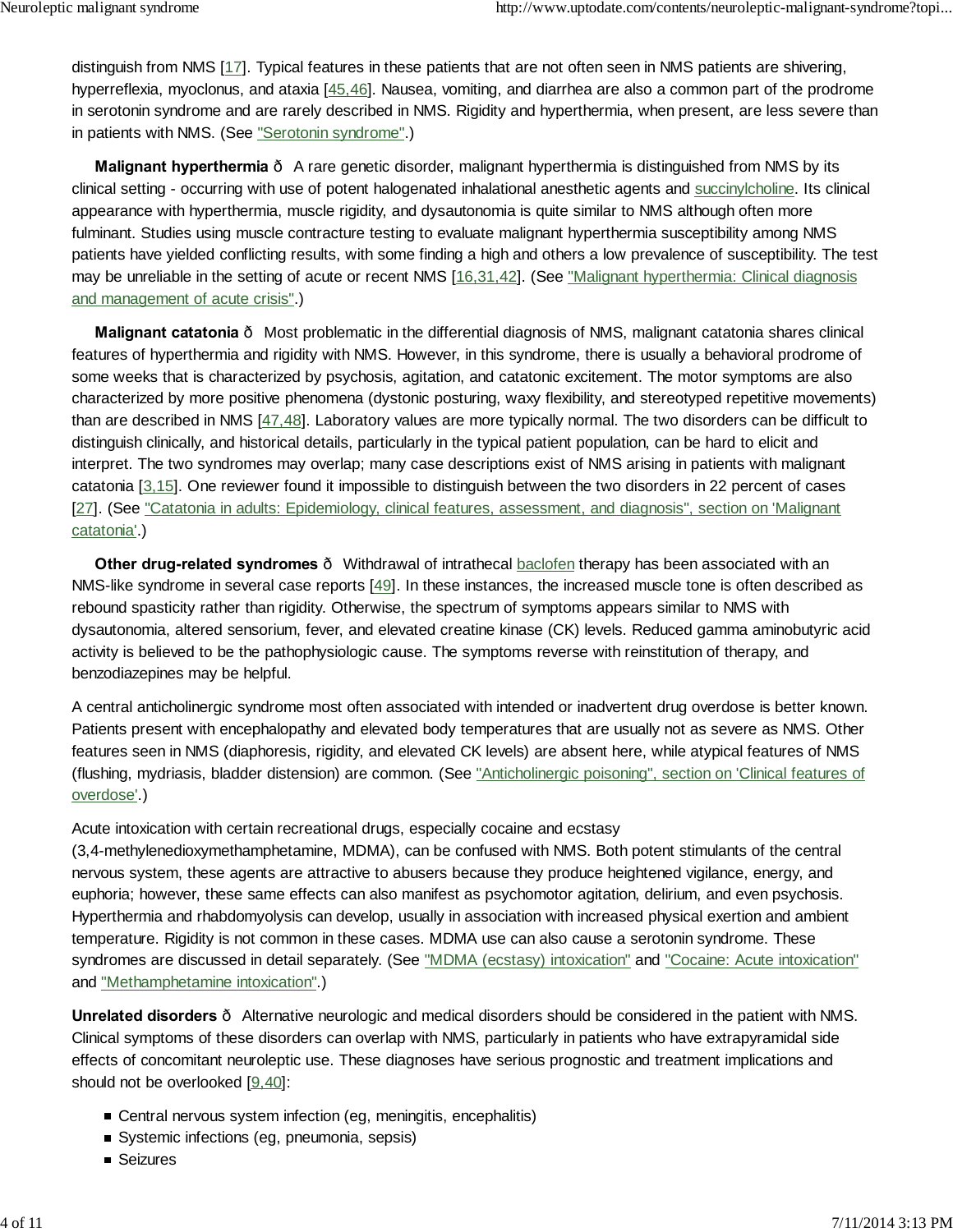distinguish from NMS [17]. Typical features in these patients that are not often seen in NMS patients are shivering, hyperreflexia, myoclonus, and ataxia [45,46]. Nausea, vomiting, and diarrhea are also a common part of the prodrome in serotonin syndrome and are rarely described in NMS. Rigidity and hyperthermia, when present, are less severe than in patients with NMS. (See "Serotonin syndrome".)

**Malignant hyperthermia** ð A rare genetic disorder, malignant hyperthermia is distinguished from NMS by its clinical setting - occurring with use of potent halogenated inhalational anesthetic agents and succinylcholine. Its clinical appearance with hyperthermia, muscle rigidity, and dysautonomia is quite similar to NMS although often more fulminant. Studies using muscle contracture testing to evaluate malignant hyperthermia susceptibility among NMS patients have yielded conflicting results, with some finding a high and others a low prevalence of susceptibility. The test may be unreliable in the setting of acute or recent NMS [16,31,42]. (See "Malignant hyperthermia: Clinical diagnosis and management of acute crisis".)

**Malignant catatonia** ð Most problematic in the differential diagnosis of NMS, malignant catatonia shares clinical features of hyperthermia and rigidity with NMS. However, in this syndrome, there is usually a behavioral prodrome of some weeks that is characterized by psychosis, agitation, and catatonic excitement. The motor symptoms are also characterized by more positive phenomena (dystonic posturing, waxy flexibility, and stereotyped repetitive movements) than are described in NMS [47,48]. Laboratory values are more typically normal. The two disorders can be difficult to distinguish clinically, and historical details, particularly in the typical patient population, can be hard to elicit and interpret. The two syndromes may overlap; many case descriptions exist of NMS arising in patients with malignant catatonia [3,15]. One reviewer found it impossible to distinguish between the two disorders in 22 percent of cases [27]. (See "Catatonia in adults: Epidemiology, clinical features, assessment, and diagnosis", section on 'Malignant catatonia'.)

**Other drug-related syndromes** ð Withdrawal of intrathecal baclofen therapy has been associated with an NMS-like syndrome in several case reports [49]. In these instances, the increased muscle tone is often described as rebound spasticity rather than rigidity. Otherwise, the spectrum of symptoms appears similar to NMS with dysautonomia, altered sensorium, fever, and elevated creatine kinase (CK) levels. Reduced gamma aminobutyric acid activity is believed to be the pathophysiologic cause. The symptoms reverse with reinstitution of therapy, and benzodiazepines may be helpful.

A central anticholinergic syndrome most often associated with intended or inadvertent drug overdose is better known. Patients present with encephalopathy and elevated body temperatures that are usually not as severe as NMS. Other features seen in NMS (diaphoresis, rigidity, and elevated CK levels) are absent here, while atypical features of NMS (flushing, mydriasis, bladder distension) are common. (See "Anticholinergic poisoning", section on 'Clinical features of overdose'.)

Acute intoxication with certain recreational drugs, especially cocaine and ecstasy (3,4-methylenedioxymethamphetamine, MDMA), can be confused with NMS. Both potent stimulants of the central nervous system, these agents are attractive to abusers because they produce heightened vigilance, energy, and euphoria; however, these same effects can also manifest as psychomotor agitation, delirium, and even psychosis. Hyperthermia and rhabdomyolysis can develop, usually in association with increased physical exertion and ambient temperature. Rigidity is not common in these cases. MDMA use can also cause a serotonin syndrome. These syndromes are discussed in detail separately. (See "MDMA (ecstasy) intoxication" and "Cocaine: Acute intoxication" and "Methamphetamine intoxication".)

**Unrelated disorders** ð Alternative neurologic and medical disorders should be considered in the patient with NMS. Clinical symptoms of these disorders can overlap with NMS, particularly in patients who have extrapyramidal side effects of concomitant neuroleptic use. These diagnoses have serious prognostic and treatment implications and should not be overlooked [9,40]:

- Central nervous system infection (eg, meningitis, encephalitis)
- Systemic infections (eg, pneumonia, sepsis)
- Seizures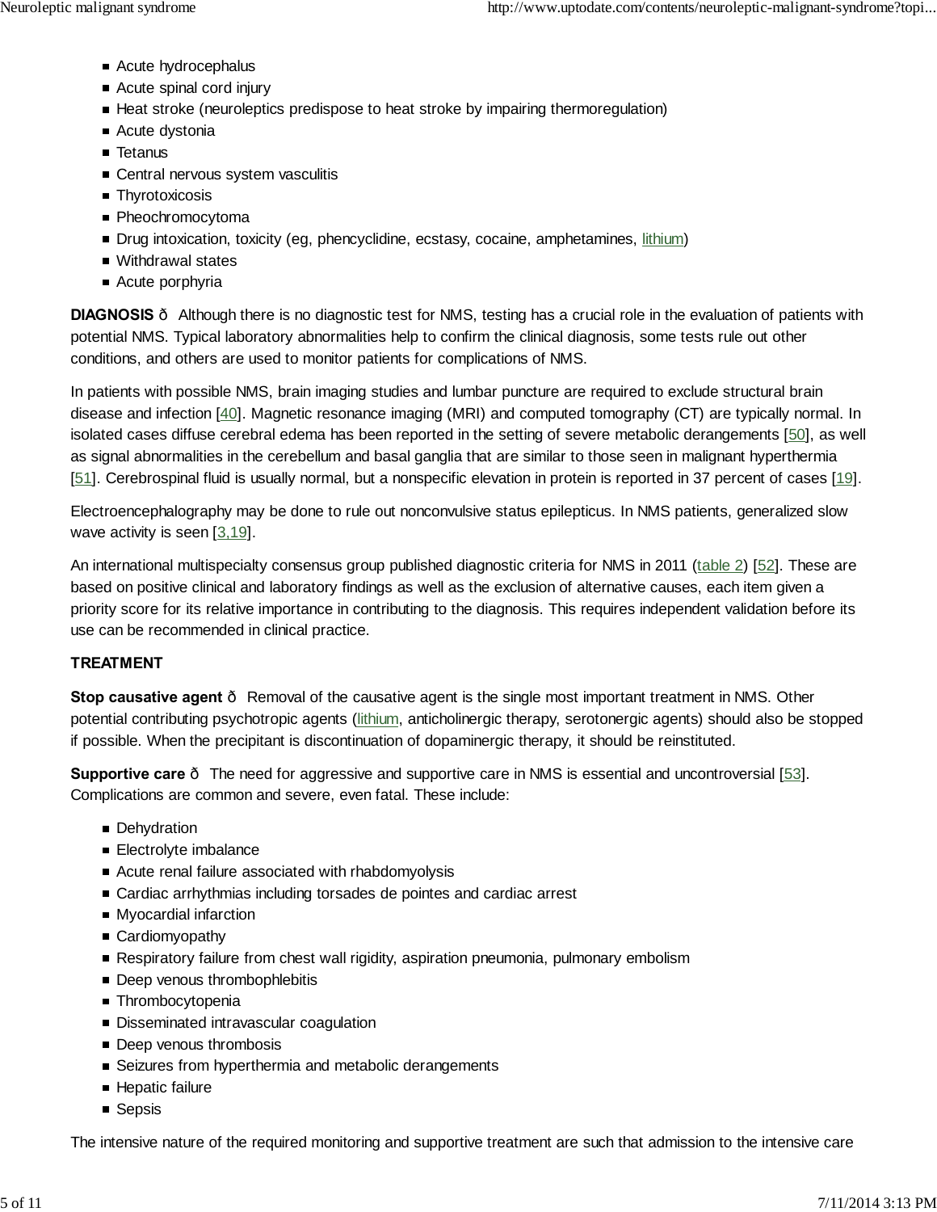- Acute hydrocephalus
- Acute spinal cord injury
- Heat stroke (neuroleptics predispose to heat stroke by impairing thermoregulation)
- Acute dystonia
- Tetanus
- Central nervous system vasculitis
- Thyrotoxicosis
- Pheochromocytoma
- Drug intoxication, toxicity (eg, phencyclidine, ecstasy, cocaine, amphetamines, lithium)
- Withdrawal states
- Acute porphyria

**DIAGNOSIS** ð Although there is no diagnostic test for NMS, testing has a crucial role in the evaluation of patients with potential NMS. Typical laboratory abnormalities help to confirm the clinical diagnosis, some tests rule out other conditions, and others are used to monitor patients for complications of NMS.

In patients with possible NMS, brain imaging studies and lumbar puncture are required to exclude structural brain disease and infection [40]. Magnetic resonance imaging (MRI) and computed tomography (CT) are typically normal. In isolated cases diffuse cerebral edema has been reported in the setting of severe metabolic derangements [50], as well as signal abnormalities in the cerebellum and basal ganglia that are similar to those seen in malignant hyperthermia [51]. Cerebrospinal fluid is usually normal, but a nonspecific elevation in protein is reported in 37 percent of cases [19].

Electroencephalography may be done to rule out nonconvulsive status epilepticus. In NMS patients, generalized slow wave activity is seen [3,19].

An international multispecialty consensus group published diagnostic criteria for NMS in 2011 (table 2) [52]. These are based on positive clinical and laboratory findings as well as the exclusion of alternative causes, each item given a priority score for its relative importance in contributing to the diagnosis. This requires independent validation before its use can be recommended in clinical practice.

**TREATMENT**

**Stop causative agent** ð Removal of the causative agent is the single most important treatment in NMS. Other potential contributing psychotropic agents (lithium, anticholinergic therapy, serotonergic agents) should also be stopped if possible. When the precipitant is discontinuation of dopaminergic therapy, it should be reinstituted.

**Supportive care** ð The need for aggressive and supportive care in NMS is essential and uncontroversial [53]. Complications are common and severe, even fatal. These include:

- Dehydration
- Electrolyte imbalance
- Acute renal failure associated with rhabdomyolysis
- Cardiac arrhythmias including torsades de pointes and cardiac arrest
- Myocardial infarction
- Cardiomyopathy
- Respiratory failure from chest wall rigidity, aspiration pneumonia, pulmonary embolism
- Deep venous thrombophlebitis
- Thrombocytopenia
- Disseminated intravascular coagulation
- Deep venous thrombosis
- Seizures from hyperthermia and metabolic derangements
- Hepatic failure
- Sepsis

The intensive nature of the required monitoring and supportive treatment are such that admission to the intensive care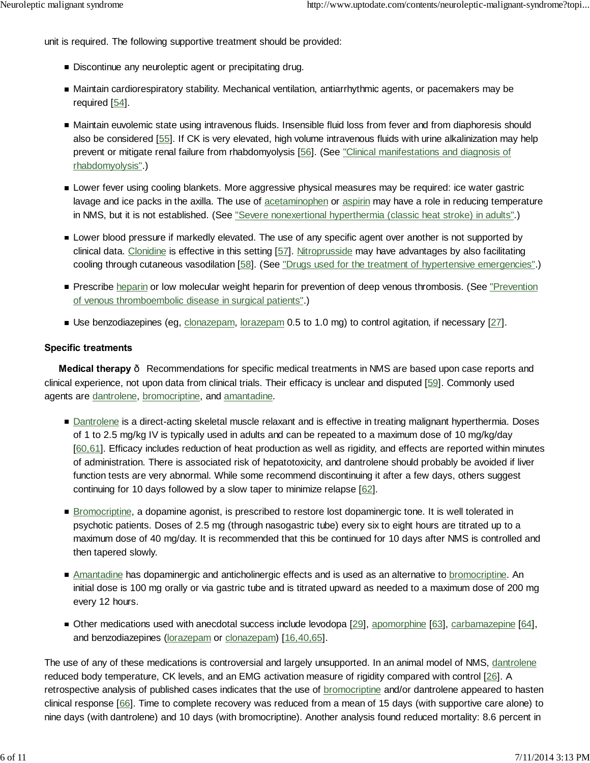unit is required. The following supportive treatment should be provided:

- Discontinue any neuroleptic agent or precipitating drug.
- Maintain cardiorespiratory stability. Mechanical ventilation, antiarrhythmic agents, or pacemakers may be required [54].
- Maintain euvolemic state using intravenous fluids. Insensible fluid loss from fever and from diaphoresis should also be considered [55]. If CK is very elevated, high volume intravenous fluids with urine alkalinization may help prevent or mitigate renal failure from rhabdomyolysis [56]. (See "Clinical manifestations and diagnosis of rhabdomyolysis".)
- Lower fever using cooling blankets. More aggressive physical measures may be required: ice water gastric lavage and ice packs in the axilla. The use of acetaminophen or aspirin may have a role in reducing temperature in NMS, but it is not established. (See "Severe nonexertional hyperthermia (classic heat stroke) in adults".)
- Lower blood pressure if markedly elevated. The use of any specific agent over another is not supported by clinical data. Clonidine is effective in this setting [57]. Nitroprusside may have advantages by also facilitating cooling through cutaneous vasodilation [58]. (See "Drugs used for the treatment of hypertensive emergencies".)
- Prescribe heparin or low molecular weight heparin for prevention of deep venous thrombosis. (See "Prevention of venous thromboembolic disease in surgical patients".)
- Use benzodiazepines (eg, clonazepam, lorazepam 0.5 to 1.0 mg) to control agitation, if necessary [27].

**Specific treatments**

**Medical therapy** ð Recommendations for specific medical treatments in NMS are based upon case reports and clinical experience, not upon data from clinical trials. Their efficacy is unclear and disputed [59]. Commonly used agents are dantrolene, bromocriptine, and amantadine.

- Dantrolene is a direct-acting skeletal muscle relaxant and is effective in treating malignant hyperthermia. Doses of 1 to 2.5 mg/kg IV is typically used in adults and can be repeated to a maximum dose of 10 mg/kg/day [60,61]. Efficacy includes reduction of heat production as well as rigidity, and effects are reported within minutes of administration. There is associated risk of hepatotoxicity, and dantrolene should probably be avoided if liver function tests are very abnormal. While some recommend discontinuing it after a few days, others suggest continuing for 10 days followed by a slow taper to minimize relapse [62].
- Bromocriptine, a dopamine agonist, is prescribed to restore lost dopaminergic tone. It is well tolerated in psychotic patients. Doses of 2.5 mg (through nasogastric tube) every six to eight hours are titrated up to a maximum dose of 40 mg/day. It is recommended that this be continued for 10 days after NMS is controlled and then tapered slowly.
- Amantadine has dopaminergic and anticholinergic effects and is used as an alternative to bromocriptine. An initial dose is 100 mg orally or via gastric tube and is titrated upward as needed to a maximum dose of 200 mg every 12 hours.
- Other medications used with anecdotal success include levodopa [29], apomorphine [63], carbamazepine [64], and benzodiazepines (lorazepam or clonazepam) [16,40,65].

The use of any of these medications is controversial and largely unsupported. In an animal model of NMS, dantrolene reduced body temperature, CK levels, and an EMG activation measure of rigidity compared with control [26]. A retrospective analysis of published cases indicates that the use of bromocriptine and/or dantrolene appeared to hasten clinical response [66]. Time to complete recovery was reduced from a mean of 15 days (with supportive care alone) to nine days (with dantrolene) and 10 days (with bromocriptine). Another analysis found reduced mortality: 8.6 percent in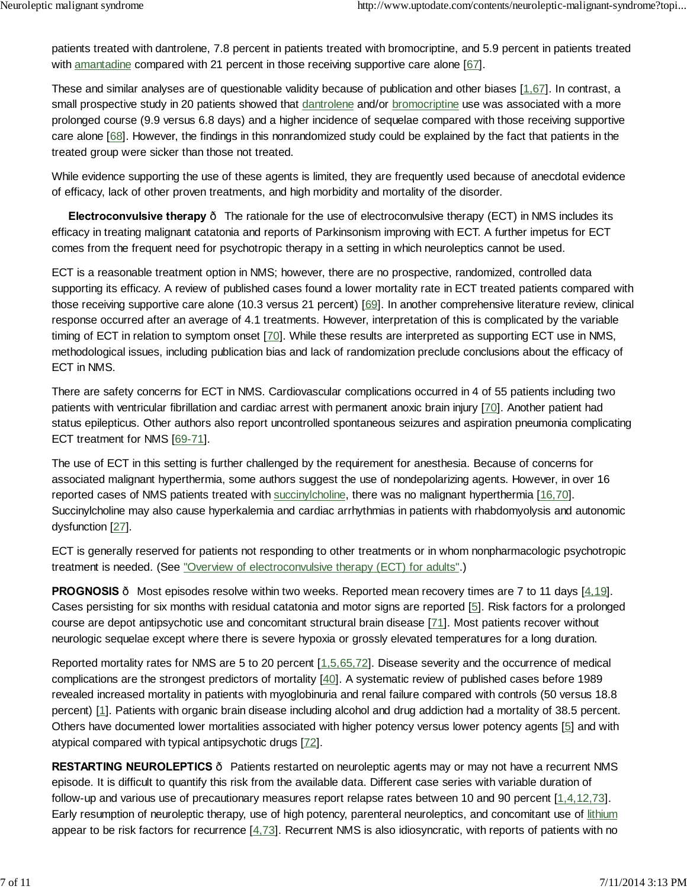patients treated with dantrolene, 7.8 percent in patients treated with bromocriptine, and 5.9 percent in patients treated with amantadine compared with 21 percent in those receiving supportive care alone [67].

These and similar analyses are of questionable validity because of publication and other biases [1,67]. In contrast, a small prospective study in 20 patients showed that dantrolene and/or bromocriptine use was associated with a more prolonged course (9.9 versus 6.8 days) and a higher incidence of sequelae compared with those receiving supportive care alone [68]. However, the findings in this nonrandomized study could be explained by the fact that patients in the treated group were sicker than those not treated.

While evidence supporting the use of these agents is limited, they are frequently used because of anecdotal evidence of efficacy, lack of other proven treatments, and high morbidity and mortality of the disorder.

**Electroconvulsive therapy** ð The rationale for the use of electroconvulsive therapy (ECT) in NMS includes its efficacy in treating malignant catatonia and reports of Parkinsonism improving with ECT. A further impetus for ECT comes from the frequent need for psychotropic therapy in a setting in which neuroleptics cannot be used.

ECT is a reasonable treatment option in NMS; however, there are no prospective, randomized, controlled data supporting its efficacy. A review of published cases found a lower mortality rate in ECT treated patients compared with those receiving supportive care alone (10.3 versus 21 percent) [69]. In another comprehensive literature review, clinical response occurred after an average of 4.1 treatments. However, interpretation of this is complicated by the variable timing of ECT in relation to symptom onset [70]. While these results are interpreted as supporting ECT use in NMS, methodological issues, including publication bias and lack of randomization preclude conclusions about the efficacy of ECT in NMS.

There are safety concerns for ECT in NMS. Cardiovascular complications occurred in 4 of 55 patients including two patients with ventricular fibrillation and cardiac arrest with permanent anoxic brain injury [70]. Another patient had status epilepticus. Other authors also report uncontrolled spontaneous seizures and aspiration pneumonia complicating ECT treatment for NMS [69-71].

The use of ECT in this setting is further challenged by the requirement for anesthesia. Because of concerns for associated malignant hyperthermia, some authors suggest the use of nondepolarizing agents. However, in over 16 reported cases of NMS patients treated with succinylcholine, there was no malignant hyperthermia [16,70]. Succinylcholine may also cause hyperkalemia and cardiac arrhythmias in patients with rhabdomyolysis and autonomic dysfunction [27].

ECT is generally reserved for patients not responding to other treatments or in whom nonpharmacologic psychotropic treatment is needed. (See "Overview of electroconvulsive therapy (ECT) for adults".)

**PROGNOSIS** ð Most episodes resolve within two weeks. Reported mean recovery times are 7 to 11 days [4,19]. Cases persisting for six months with residual catatonia and motor signs are reported [5]. Risk factors for a prolonged course are depot antipsychotic use and concomitant structural brain disease [71]. Most patients recover without neurologic sequelae except where there is severe hypoxia or grossly elevated temperatures for a long duration.

Reported mortality rates for NMS are 5 to 20 percent [1,5,65,72]. Disease severity and the occurrence of medical complications are the strongest predictors of mortality [40]. A systematic review of published cases before 1989 revealed increased mortality in patients with myoglobinuria and renal failure compared with controls (50 versus 18.8 percent) [1]. Patients with organic brain disease including alcohol and drug addiction had a mortality of 38.5 percent. Others have documented lower mortalities associated with higher potency versus lower potency agents [5] and with atypical compared with typical antipsychotic drugs [72].

**RESTARTING NEUROLEPTICS** ð Patients restarted on neuroleptic agents may or may not have a recurrent NMS episode. It is difficult to quantify this risk from the available data. Different case series with variable duration of follow-up and various use of precautionary measures report relapse rates between 10 and 90 percent [1,4,12,73]. Early resumption of neuroleptic therapy, use of high potency, parenteral neuroleptics, and concomitant use of lithium appear to be risk factors for recurrence [4,73]. Recurrent NMS is also idiosyncratic, with reports of patients with no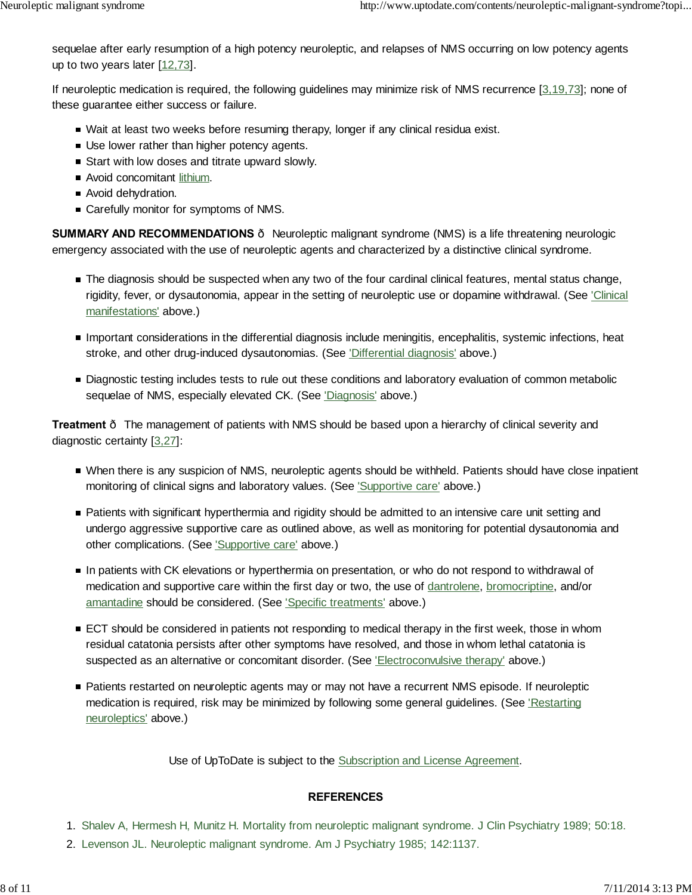sequelae after early resumption of a high potency neuroleptic, and relapses of NMS occurring on low potency agents up to two years later [12,73].

If neuroleptic medication is required, the following guidelines may minimize risk of NMS recurrence [3,19,73]; none of these guarantee either success or failure.

- Wait at least two weeks before resuming therapy, longer if any clinical residua exist.
- Use lower rather than higher potency agents.
- Start with low doses and titrate upward slowly.
- Avoid concomitant lithium.
- Avoid dehydration.
- Carefully monitor for symptoms of NMS.

**SUMMARY AND RECOMMENDATIONS** ð Neuroleptic malignant syndrome (NMS) is a life threatening neurologic emergency associated with the use of neuroleptic agents and characterized by a distinctive clinical syndrome.

- The diagnosis should be suspected when any two of the four cardinal clinical features, mental status change, rigidity, fever, or dysautonomia, appear in the setting of neuroleptic use or dopamine withdrawal. (See 'Clinical manifestations' above.)
- Important considerations in the differential diagnosis include meningitis, encephalitis, systemic infections, heat stroke, and other drug-induced dysautonomias. (See 'Differential diagnosis' above.)
- Diagnostic testing includes tests to rule out these conditions and laboratory evaluation of common metabolic sequelae of NMS, especially elevated CK. (See 'Diagnosis' above.)

**Treatment** ð The management of patients with NMS should be based upon a hierarchy of clinical severity and diagnostic certainty [3,27]:

- When there is any suspicion of NMS, neuroleptic agents should be withheld. Patients should have close inpatient monitoring of clinical signs and laboratory values. (See 'Supportive care' above.)
- Patients with significant hyperthermia and rigidity should be admitted to an intensive care unit setting and undergo aggressive supportive care as outlined above, as well as monitoring for potential dysautonomia and other complications. (See 'Supportive care' above.)
- In patients with CK elevations or hyperthermia on presentation, or who do not respond to withdrawal of medication and supportive care within the first day or two, the use of dantrolene, bromocriptine, and/or amantadine should be considered. (See 'Specific treatments' above.)
- ECT should be considered in patients not responding to medical therapy in the first week, those in whom residual catatonia persists after other symptoms have resolved, and those in whom lethal catatonia is suspected as an alternative or concomitant disorder. (See 'Electroconvulsive therapy' above.)
- Patients restarted on neuroleptic agents may or may not have a recurrent NMS episode. If neuroleptic medication is required, risk may be minimized by following some general guidelines. (See 'Restarting neuroleptics' above.)

Use of UpToDate is subject to the Subscription and License Agreement.

## REFERENCES

1. Shalev A, Hermesh H, Munitz H. Mortality from neuroleptic malignant syndrome. J Clin Psychiatry 1989; 50:18.
2. Levenson JL. Neuroleptic malignant syndrome. Am J Psychiatry 1985; 142:1137.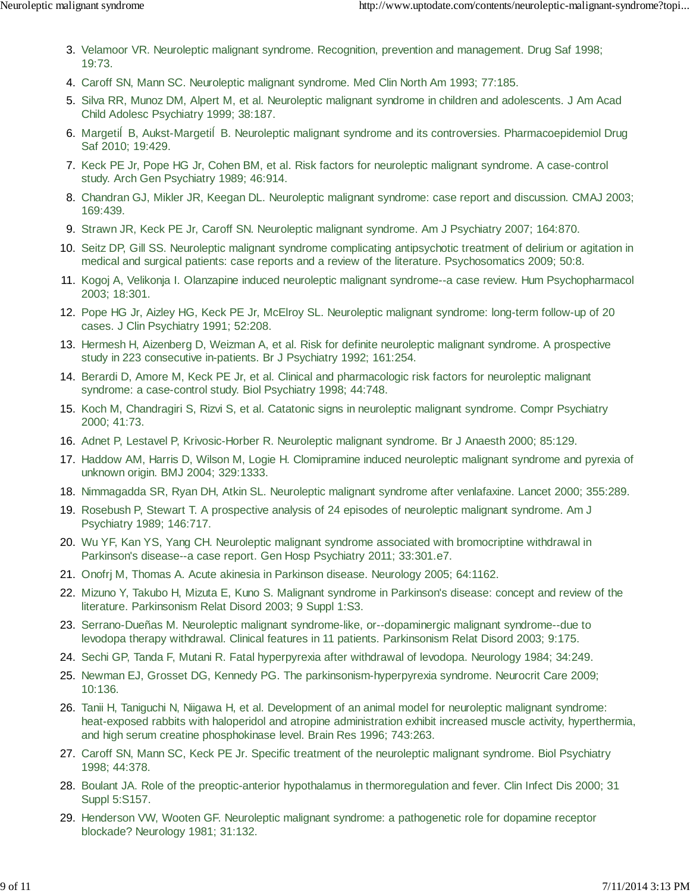3. Velamoor VR. Neuroleptic malignant syndrome. Recognition, prevention and management. Drug Saf 1998; 19:73.
4. Caroff SN, Mann SC. Neuroleptic malignant syndrome. Med Clin North Am 1993; 77:185.
5. Silva RR, Munoz DM, Alpert M, et al. Neuroleptic malignant syndrome in children and adolescents. J Am Acad Child Adolesc Psychiatry 1999; 38:187.
6. Margetić B, Aukst-Margetić B. Neuroleptic malignant syndrome and its controversies. Pharmacoepidemiol Drug Saf 2010; 19:429.
7. Keck PE Jr, Pope HG Jr, Cohen BM, et al. Risk factors for neuroleptic malignant syndrome. A case-control study. Arch Gen Psychiatry 1989; 46:914.
8. Chandran GJ, Mikler JR, Keegan DL. Neuroleptic malignant syndrome: case report and discussion. CMAJ 2003; 169:439.
9. Strawn JR, Keck PE Jr, Caroff SN. Neuroleptic malignant syndrome. Am J Psychiatry 2007; 164:870.
10. Seitz DP, Gill SS. Neuroleptic malignant syndrome complicating antipsychotic treatment of delirium or agitation in medical and surgical patients: case reports and a review of the literature. Psychosomatics 2009; 50:8.
11. Kogoj A, Velikonja I. Olanzapine induced neuroleptic malignant syndrome--a case review. Hum Psychopharmacol 2003; 18:301.
12. Pope HG Jr, Aizley HG, Keck PE Jr, McElroy SL. Neuroleptic malignant syndrome: long-term follow-up of 20 cases. J Clin Psychiatry 1991; 52:208.
13. Hermesh H, Aizenberg D, Weizman A, et al. Risk for definite neuroleptic malignant syndrome. A prospective study in 223 consecutive in-patients. Br J Psychiatry 1992; 161:254.
14. Berardi D, Amore M, Keck PE Jr, et al. Clinical and pharmacologic risk factors for neuroleptic malignant syndrome: a case-control study. Biol Psychiatry 1998; 44:748.
15. Koch M, Chandragiri S, Rizvi S, et al. Catatonic signs in neuroleptic malignant syndrome. Compr Psychiatry 2000; 41:73.
16. Adnet P, Lestavel P, Krivosic-Horber R. Neuroleptic malignant syndrome. Br J Anaesth 2000; 85:129.
17. Haddow AM, Harris D, Wilson M, Logie H. Clomipramine induced neuroleptic malignant syndrome and pyrexia of unknown origin. BMJ 2004; 329:1333.
18. Nimmagadda SR, Ryan DH, Atkin SL. Neuroleptic malignant syndrome after venlafaxine. Lancet 2000; 355:289.
19. Rosebush P, Stewart T. A prospective analysis of 24 episodes of neuroleptic malignant syndrome. Am J Psychiatry 1989; 146:717.
20. Wu YF, Kan YS, Yang CH. Neuroleptic malignant syndrome associated with bromocriptine withdrawal in Parkinson's disease--a case report. Gen Hosp Psychiatry 2011; 33:301.e7.
21. Onofrj M, Thomas A. Acute akinesia in Parkinson disease. Neurology 2005; 64:1162.
22. Mizuno Y, Takubo H, Mizuta E, Kuno S. Malignant syndrome in Parkinson's disease: concept and review of the literature. Parkinsonism Relat Disord 2003; 9 Suppl 1:S3.
23. Serrano-Dueñas M. Neuroleptic malignant syndrome-like, or--dopaminergic malignant syndrome--due to levodopa therapy withdrawal. Clinical features in 11 patients. Parkinsonism Relat Disord 2003; 9:175.
24. Sechi GP, Tanda F, Mutani R. Fatal hyperpyrexia after withdrawal of levodopa. Neurology 1984; 34:249.
25. Newman EJ, Grosset DG, Kennedy PG. The parkinsonism-hyperpyrexia syndrome. Neurocrit Care 2009; 10:136.
26. Tanii H, Taniguchi N, Niigawa H, et al. Development of an animal model for neuroleptic malignant syndrome: heat-exposed rabbits with haloperidol and atropine administration exhibit increased muscle activity, hyperthermia, and high serum creatine phosphokinase level. Brain Res 1996; 743:263.
27. Caroff SN, Mann SC, Keck PE Jr. Specific treatment of the neuroleptic malignant syndrome. Biol Psychiatry 1998; 44:378.
28. Boulant JA. Role of the preoptic-anterior hypothalamus in thermoregulation and fever. Clin Infect Dis 2000; 31 Suppl 5:S157.
29. Henderson VW, Wooten GF. Neuroleptic malignant syndrome: a pathogenetic role for dopamine receptor blockade? Neurology 1981; 31:132.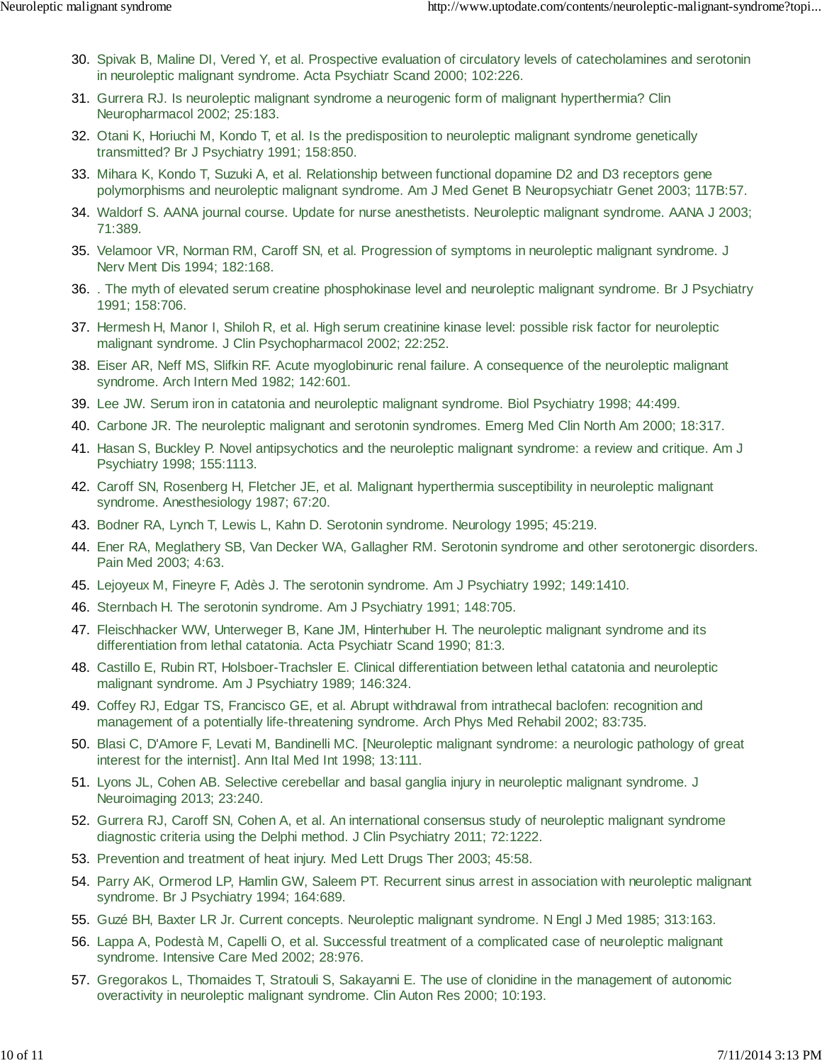30. Spivak B, Maline DI, Vered Y, et al. Prospective evaluation of circulatory levels of catecholamines and serotonin in neuroleptic malignant syndrome. Acta Psychiatr Scand 2000; 102:226.
31. Gurrera RJ. Is neuroleptic malignant syndrome a neurogenic form of malignant hyperthermia? Clin Neuropharmacol 2002; 25:183.
32. Otani K, Horiuchi M, Kondo T, et al. Is the predisposition to neuroleptic malignant syndrome genetically transmitted? Br J Psychiatry 1991; 158:850.
33. Mihara K, Kondo T, Suzuki A, et al. Relationship between functional dopamine D2 and D3 receptors gene polymorphisms and neuroleptic malignant syndrome. Am J Med Genet B Neuropsychiatr Genet 2003; 117B:57.
34. Waldorf S. AANA journal course. Update for nurse anesthetists. Neuroleptic malignant syndrome. AANA J 2003; 71:389.
35. Velamoor VR, Norman RM, Caroff SN, et al. Progression of symptoms in neuroleptic malignant syndrome. J Nerv Ment Dis 1994; 182:168.
36. . The myth of elevated serum creatine phosphokinase level and neuroleptic malignant syndrome. Br J Psychiatry 1991; 158:706.
37. Hermesh H, Manor I, Shiloh R, et al. High serum creatinine kinase level: possible risk factor for neuroleptic malignant syndrome. J Clin Psychopharmacol 2002; 22:252.
38. Eiser AR, Neff MS, Slifkin RF. Acute myoglobinuric renal failure. A consequence of the neuroleptic malignant syndrome. Arch Intern Med 1982; 142:601.
39. Lee JW. Serum iron in catatonia and neuroleptic malignant syndrome. Biol Psychiatry 1998; 44:499.
40. Carbone JR. The neuroleptic malignant and serotonin syndromes. Emerg Med Clin North Am 2000; 18:317.
41. Hasan S, Buckley P. Novel antipsychotics and the neuroleptic malignant syndrome: a review and critique. Am J Psychiatry 1998; 155:1113.
42. Caroff SN, Rosenberg H, Fletcher JE, et al. Malignant hyperthermia susceptibility in neuroleptic malignant syndrome. Anesthesiology 1987; 67:20.
43. Bodner RA, Lynch T, Lewis L, Kahn D. Serotonin syndrome. Neurology 1995; 45:219.
44. Ener RA, Meglathery SB, Van Decker WA, Gallagher RM. Serotonin syndrome and other serotonergic disorders. Pain Med 2003; 4:63.
45. Lejoyeux M, Fineyre F, Adès J. The serotonin syndrome. Am J Psychiatry 1992; 149:1410.
46. Sternbach H. The serotonin syndrome. Am J Psychiatry 1991; 148:705.
47. Fleischhacker WW, Unterweger B, Kane JM, Hinterhuber H. The neuroleptic malignant syndrome and its differentiation from lethal catatonia. Acta Psychiatr Scand 1990; 81:3.
48. Castillo E, Rubin RT, Holsboer-Trachsler E. Clinical differentiation between lethal catatonia and neuroleptic malignant syndrome. Am J Psychiatry 1989; 146:324.
49. Coffey RJ, Edgar TS, Francisco GE, et al. Abrupt withdrawal from intrathecal baclofen: recognition and management of a potentially life-threatening syndrome. Arch Phys Med Rehabil 2002; 83:735.
50. Blasi C, D'Amore F, Levati M, Bandinelli MC. [Neuroleptic malignant syndrome: a neurologic pathology of great interest for the internist]. Ann Ital Med Int 1998; 13:111.
51. Lyons JL, Cohen AB. Selective cerebellar and basal ganglia injury in neuroleptic malignant syndrome. J Neuroimaging 2013; 23:240.
52. Gurrera RJ, Caroff SN, Cohen A, et al. An international consensus study of neuroleptic malignant syndrome diagnostic criteria using the Delphi method. J Clin Psychiatry 2011; 72:1222.
53. Prevention and treatment of heat injury. Med Lett Drugs Ther 2003; 45:58.
54. Parry AK, Ormerod LP, Hamlin GW, Saleem PT. Recurrent sinus arrest in association with neuroleptic malignant syndrome. Br J Psychiatry 1994; 164:689.
55. Guzé BH, Baxter LR Jr. Current concepts. Neuroleptic malignant syndrome. N Engl J Med 1985; 313:163.
56. Lappa A, Podestà M, Capelli O, et al. Successful treatment of a complicated case of neuroleptic malignant syndrome. Intensive Care Med 2002; 28:976.
57. Gregorakos L, Thomaides T, Stratouli S, Sakayanni E. The use of clonidine in the management of autonomic overactivity in neuroleptic malignant syndrome. Clin Auton Res 2000; 10:193.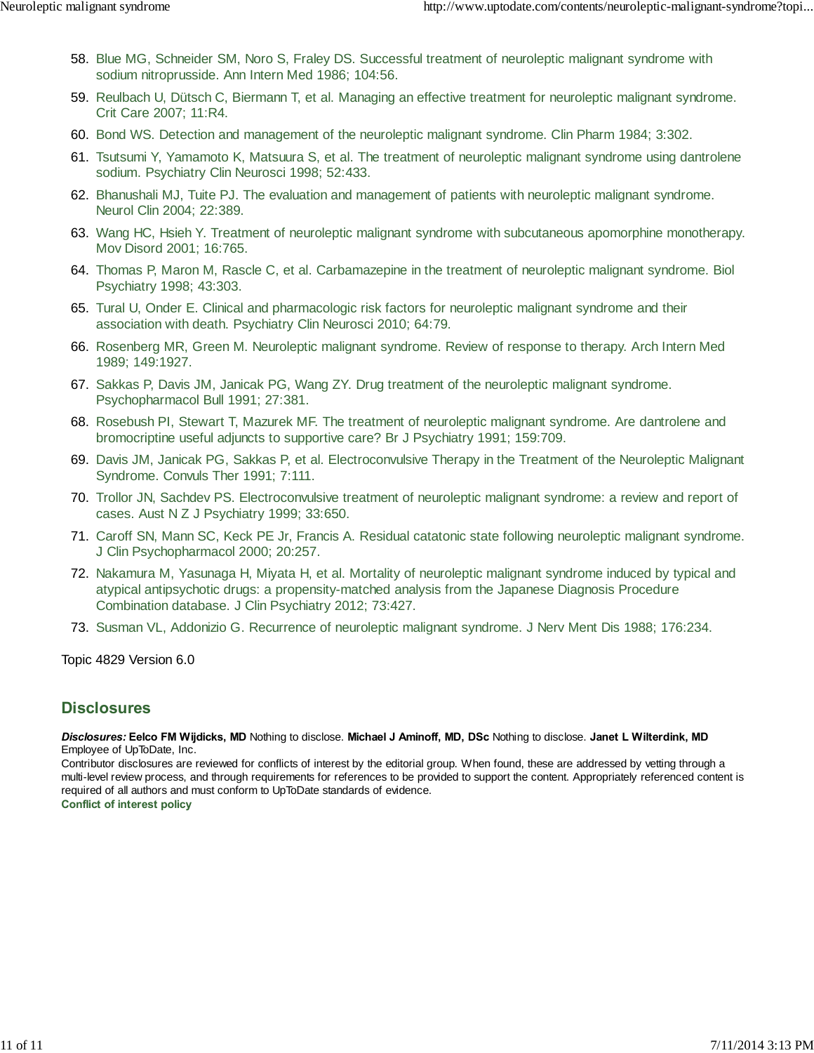58. Blue MG, Schneider SM, Noro S, Fraley DS. Successful treatment of neuroleptic malignant syndrome with sodium nitroprusside. Ann Intern Med 1986; 104:56.
59. Reulbach U, Dütsch C, Biermann T, et al. Managing an effective treatment for neuroleptic malignant syndrome. Crit Care 2007; 11:R4.
60. Bond WS. Detection and management of the neuroleptic malignant syndrome. Clin Pharm 1984; 3:302.
61. Tsutsumi Y, Yamamoto K, Matsuura S, et al. The treatment of neuroleptic malignant syndrome using dantrolene sodium. Psychiatry Clin Neurosci 1998; 52:433.
62. Bhanushali MJ, Tuite PJ. The evaluation and management of patients with neuroleptic malignant syndrome. Neurol Clin 2004; 22:389.
63. Wang HC, Hsieh Y. Treatment of neuroleptic malignant syndrome with subcutaneous apomorphine monotherapy. Mov Disord 2001; 16:765.
64. Thomas P, Maron M, Rascle C, et al. Carbamazepine in the treatment of neuroleptic malignant syndrome. Biol Psychiatry 1998; 43:303.
65. Tural U, Onder E. Clinical and pharmacologic risk factors for neuroleptic malignant syndrome and their association with death. Psychiatry Clin Neurosci 2010; 64:79.
66. Rosenberg MR, Green M. Neuroleptic malignant syndrome. Review of response to therapy. Arch Intern Med 1989; 149:1927.
67. Sakkas P, Davis JM, Janicak PG, Wang ZY. Drug treatment of the neuroleptic malignant syndrome. Psychopharmacol Bull 1991; 27:381.
68. Rosebush PI, Stewart T, Mazurek MF. The treatment of neuroleptic malignant syndrome. Are dantrolene and bromocriptine useful adjuncts to supportive care? Br J Psychiatry 1991; 159:709.
69. Davis JM, Janicak PG, Sakkas P, et al. Electroconvulsive Therapy in the Treatment of the Neuroleptic Malignant Syndrome. Convuls Ther 1991; 7:111.
70. Trollor JN, Sachdev PS. Electroconvulsive treatment of neuroleptic malignant syndrome: a review and report of cases. Aust N Z J Psychiatry 1999; 33:650.
71. Caroff SN, Mann SC, Keck PE Jr, Francis A. Residual catatonic state following neuroleptic malignant syndrome. J Clin Psychopharmacol 2000; 20:257.
72. Nakamura M, Yasunaga H, Miyata H, et al. Mortality of neuroleptic malignant syndrome induced by typical and atypical antipsychotic drugs: a propensity-matched analysis from the Japanese Diagnosis Procedure Combination database. J Clin Psychiatry 2012; 73:427.
73. Susman VL, Addonizio G. Recurrence of neuroleptic malignant syndrome. J Nerv Ment Dis 1988; 176:234.

Topic 4829 Version 6.0

## Disclosures

***Disclosures:*** **Eelco FM Wijdicks, MD** Nothing to disclose. **Michael J Aminoff, MD, DSc** Nothing to disclose. **Janet L Wilterdink, MD** Employee of UpToDate, Inc.

Contributor disclosures are reviewed for conflicts of interest by the editorial group. When found, these are addressed by vetting through a multi-level review process, and through requirements for references to be provided to support the content. Appropriately referenced content is required of all authors and must conform to UpToDate standards of evidence.

**Conflict of interest policy**